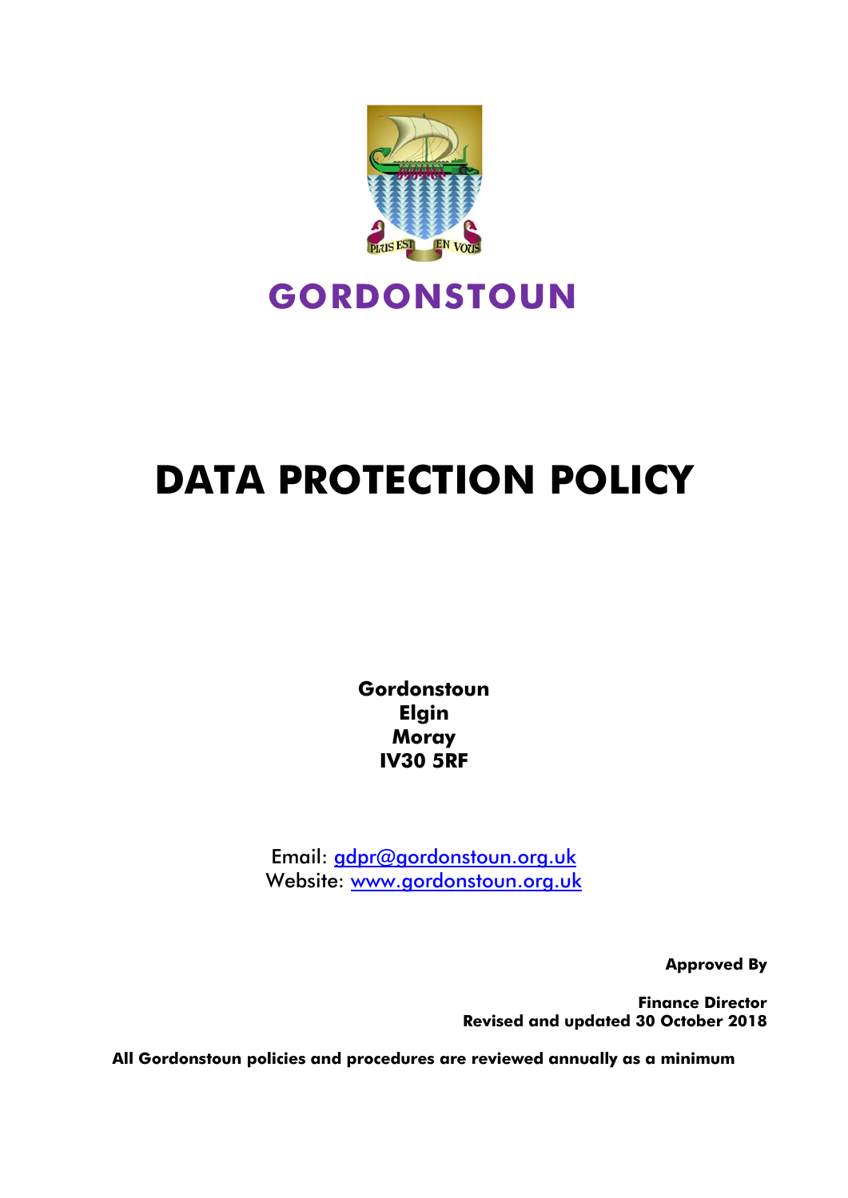PLUS EST EN VOUS

# GORDONSTOUN

# DATA PROTECTION POLICY

**Gordonstoun**
**Elgin**
**Moray**
**IV30 5RF**

Email: gdpr@gordonstoun.org.uk
Website: www.gordonstoun.org.uk

**Approved By**

**Finance Director**
**Revised and updated 30 October 2018**

**All Gordonstoun policies and procedures are reviewed annually as a minimum**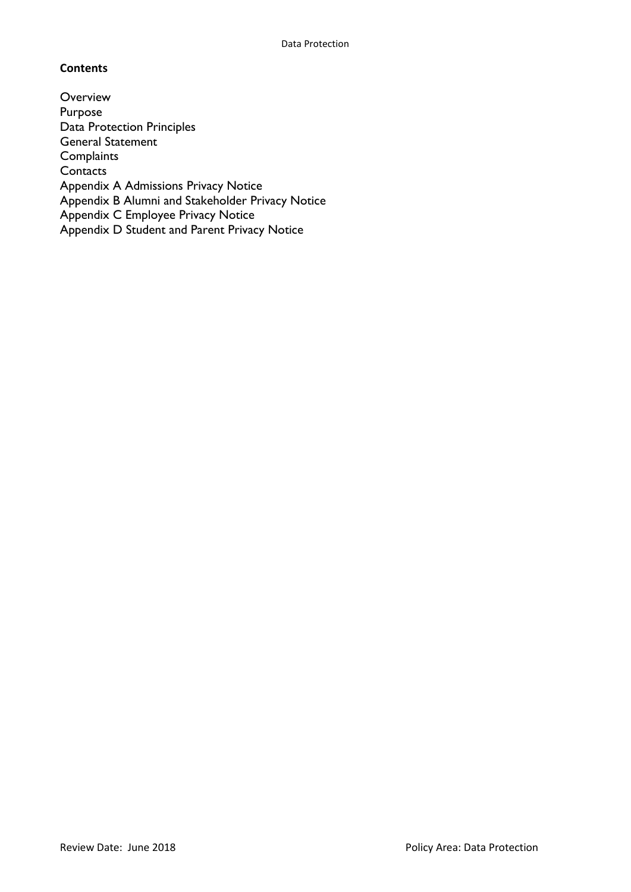**Contents**

Overview
Purpose
Data Protection Principles
General Statement
Complaints
Contacts
Appendix A Admissions Privacy Notice
Appendix B Alumni and Stakeholder Privacy Notice
Appendix C Employee Privacy Notice
Appendix D Student and Parent Privacy Notice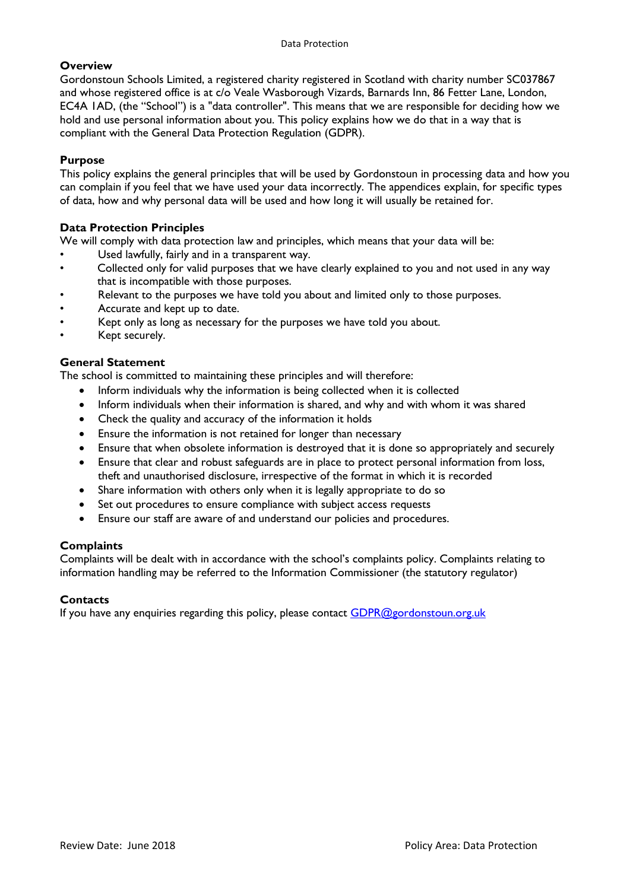## Overview

Gordonstoun Schools Limited, a registered charity registered in Scotland with charity number SC037867 and whose registered office is at c/o Veale Wasborough Vizards, Barnards Inn, 86 Fetter Lane, London, EC4A 1AD, (the "School") is a "data controller". This means that we are responsible for deciding how we hold and use personal information about you. This policy explains how we do that in a way that is compliant with the General Data Protection Regulation (GDPR).

## Purpose

This policy explains the general principles that will be used by Gordonstoun in processing data and how you can complain if you feel that we have used your data incorrectly. The appendices explain, for specific types of data, how and why personal data will be used and how long it will usually be retained for.

## Data Protection Principles

We will comply with data protection law and principles, which means that your data will be:

- Used lawfully, fairly and in a transparent way.
- Collected only for valid purposes that we have clearly explained to you and not used in any way that is incompatible with those purposes.
- Relevant to the purposes we have told you about and limited only to those purposes.
- Accurate and kept up to date.
- Kept only as long as necessary for the purposes we have told you about.
- Kept securely.

## General Statement

The school is committed to maintaining these principles and will therefore:

- Inform individuals why the information is being collected when it is collected
- Inform individuals when their information is shared, and why and with whom it was shared
- Check the quality and accuracy of the information it holds
- Ensure the information is not retained for longer than necessary
- Ensure that when obsolete information is destroyed that it is done so appropriately and securely
- Ensure that clear and robust safeguards are in place to protect personal information from loss, theft and unauthorised disclosure, irrespective of the format in which it is recorded
- Share information with others only when it is legally appropriate to do so
- Set out procedures to ensure compliance with subject access requests
- Ensure our staff are aware of and understand our policies and procedures.

## Complaints

Complaints will be dealt with in accordance with the school's complaints policy. Complaints relating to information handling may be referred to the Information Commissioner (the statutory regulator)

## Contacts

If you have any enquiries regarding this policy, please contact GDPR@gordonstoun.org.uk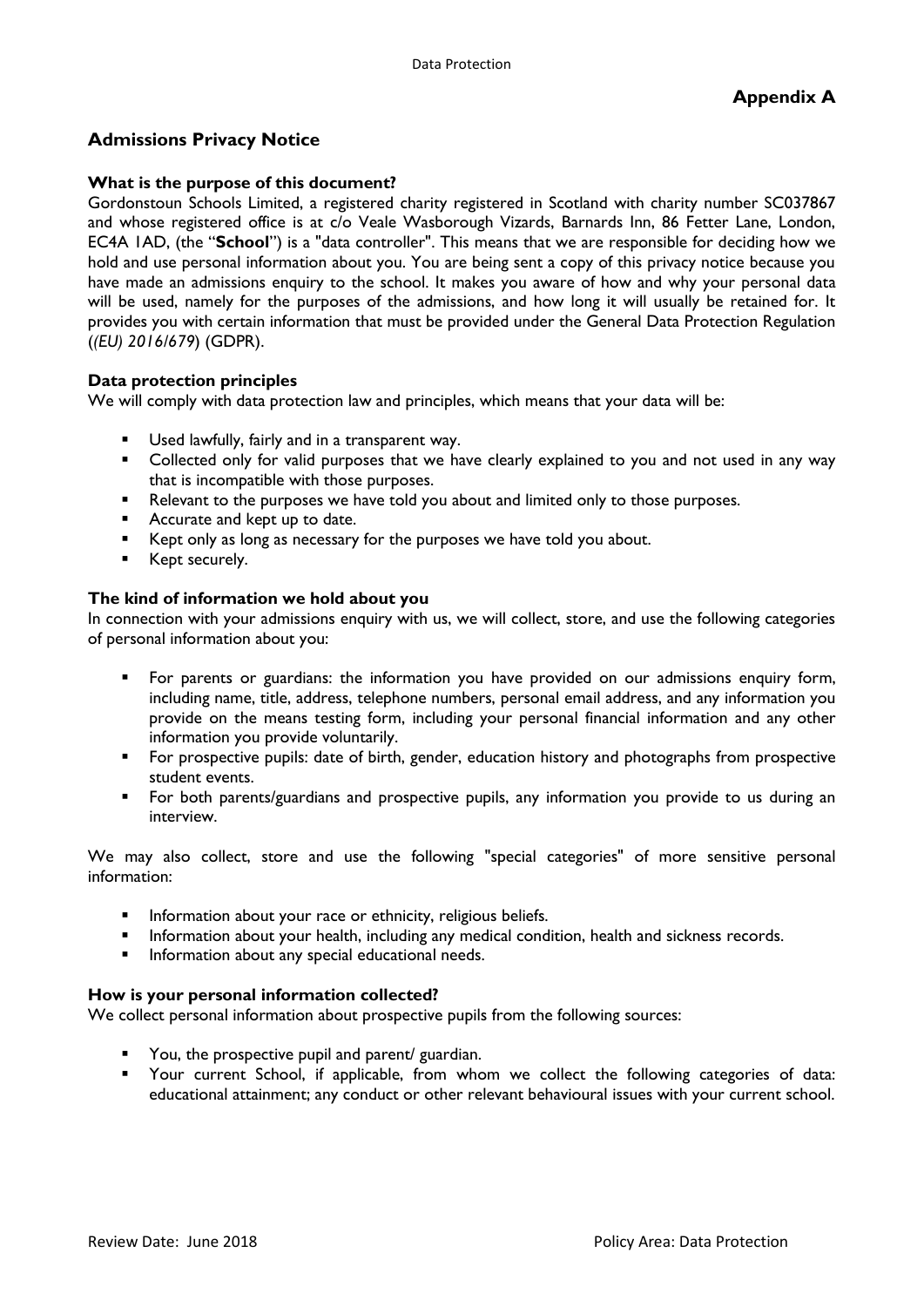**Appendix A**

## Admissions Privacy Notice

### What is the purpose of this document?

Gordonstoun Schools Limited, a registered charity registered in Scotland with charity number SC037867 and whose registered office is at c/o Veale Wasborough Vizards, Barnards Inn, 86 Fetter Lane, London, EC4A 1AD, (the "**School**") is a "data controller". This means that we are responsible for deciding how we hold and use personal information about you. You are being sent a copy of this privacy notice because you have made an admissions enquiry to the school. It makes you aware of how and why your personal data will be used, namely for the purposes of the admissions, and how long it will usually be retained for. It provides you with certain information that must be provided under the General Data Protection Regulation (*(EU) 2016/679*) (GDPR).

### Data protection principles

We will comply with data protection law and principles, which means that your data will be:

- Used lawfully, fairly and in a transparent way.
- Collected only for valid purposes that we have clearly explained to you and not used in any way that is incompatible with those purposes.
- Relevant to the purposes we have told you about and limited only to those purposes.
- Accurate and kept up to date.
- Kept only as long as necessary for the purposes we have told you about.
- Kept securely.

### The kind of information we hold about you

In connection with your admissions enquiry with us, we will collect, store, and use the following categories of personal information about you:

- For parents or guardians: the information you have provided on our admissions enquiry form, including name, title, address, telephone numbers, personal email address, and any information you provide on the means testing form, including your personal financial information and any other information you provide voluntarily.
- For prospective pupils: date of birth, gender, education history and photographs from prospective student events.
- For both parents/guardians and prospective pupils, any information you provide to us during an interview.

We may also collect, store and use the following "special categories" of more sensitive personal information:

- Information about your race or ethnicity, religious beliefs.
- Information about your health, including any medical condition, health and sickness records.
- Information about any special educational needs.

### How is your personal information collected?

We collect personal information about prospective pupils from the following sources:

- You, the prospective pupil and parent/ guardian.
- Your current School, if applicable, from whom we collect the following categories of data: educational attainment; any conduct or other relevant behavioural issues with your current school.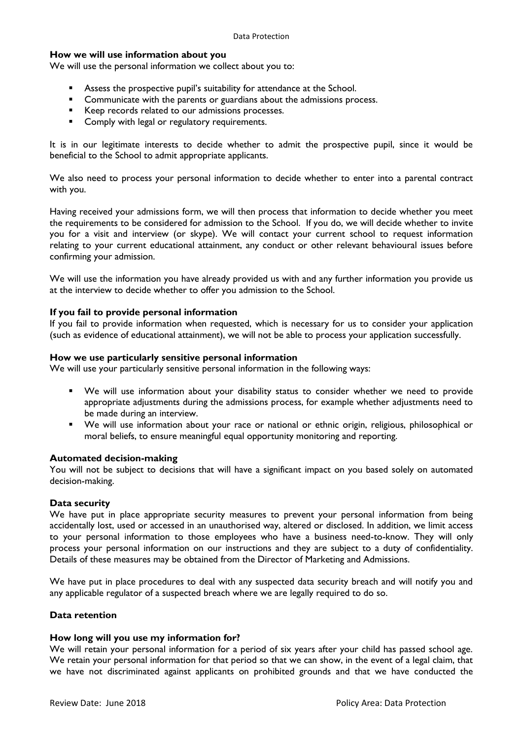### How we will use information about you

We will use the personal information we collect about you to:

- Assess the prospective pupil's suitability for attendance at the School.
- Communicate with the parents or guardians about the admissions process.
- Keep records related to our admissions processes.
- Comply with legal or regulatory requirements.

It is in our legitimate interests to decide whether to admit the prospective pupil, since it would be beneficial to the School to admit appropriate applicants.

We also need to process your personal information to decide whether to enter into a parental contract with you.

Having received your admissions form, we will then process that information to decide whether you meet the requirements to be considered for admission to the School. If you do, we will decide whether to invite you for a visit and interview (or skype). We will contact your current school to request information relating to your current educational attainment, any conduct or other relevant behavioural issues before confirming your admission.

We will use the information you have already provided us with and any further information you provide us at the interview to decide whether to offer you admission to the School.

### If you fail to provide personal information

If you fail to provide information when requested, which is necessary for us to consider your application (such as evidence of educational attainment), we will not be able to process your application successfully.

### How we use particularly sensitive personal information

We will use your particularly sensitive personal information in the following ways:

- We will use information about your disability status to consider whether we need to provide appropriate adjustments during the admissions process, for example whether adjustments need to be made during an interview.
- We will use information about your race or national or ethnic origin, religious, philosophical or moral beliefs, to ensure meaningful equal opportunity monitoring and reporting.

### Automated decision-making

You will not be subject to decisions that will have a significant impact on you based solely on automated decision-making.

### Data security

We have put in place appropriate security measures to prevent your personal information from being accidentally lost, used or accessed in an unauthorised way, altered or disclosed. In addition, we limit access to your personal information to those employees who have a business need-to-know. They will only process your personal information on our instructions and they are subject to a duty of confidentiality. Details of these measures may be obtained from the Director of Marketing and Admissions.

We have put in place procedures to deal with any suspected data security breach and will notify you and any applicable regulator of a suspected breach where we are legally required to do so.

### Data retention

### How long will you use my information for?

We will retain your personal information for a period of six years after your child has passed school age. We retain your personal information for that period so that we can show, in the event of a legal claim, that we have not discriminated against applicants on prohibited grounds and that we have conducted the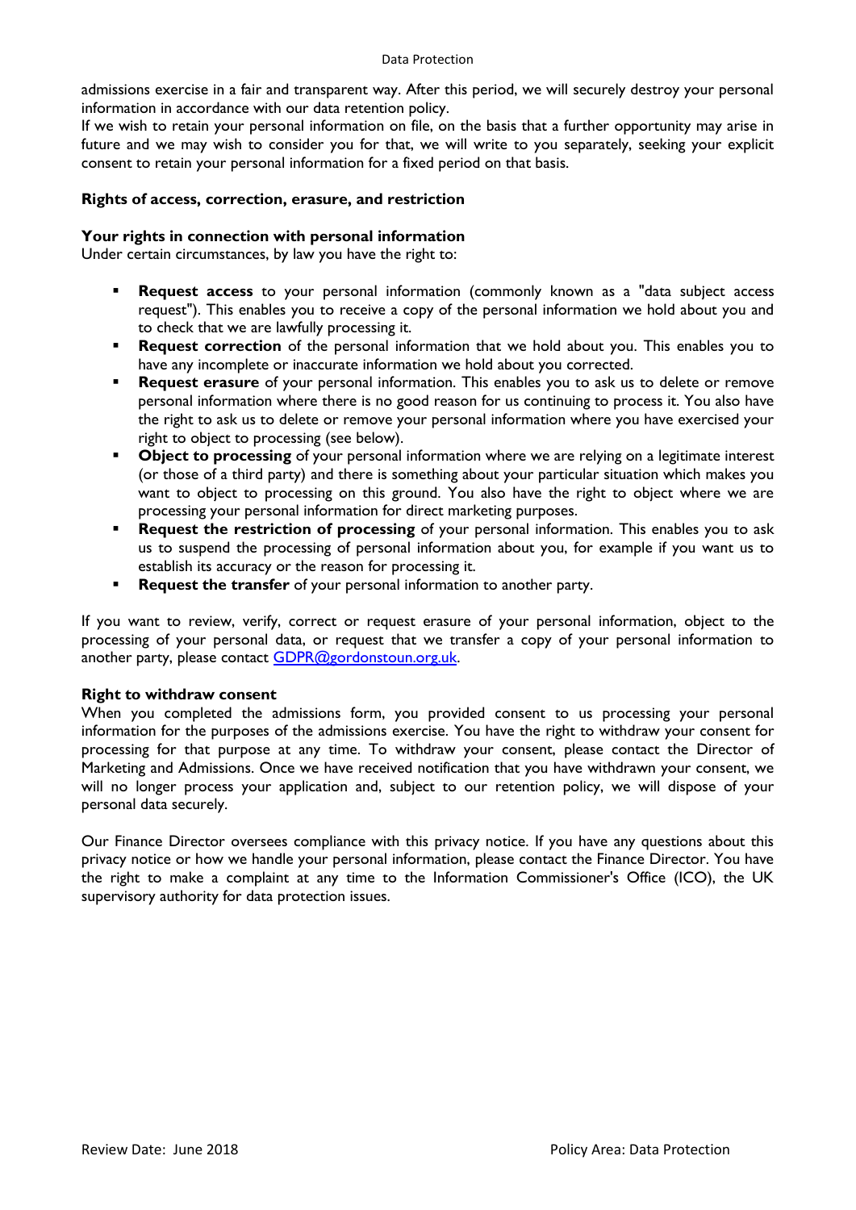admissions exercise in a fair and transparent way. After this period, we will securely destroy your personal information in accordance with our data retention policy.
If we wish to retain your personal information on file, on the basis that a further opportunity may arise in future and we may wish to consider you for that, we will write to you separately, seeking your explicit consent to retain your personal information for a fixed period on that basis.

**Rights of access, correction, erasure, and restriction**

**Your rights in connection with personal information**
Under certain circumstances, by law you have the right to:

- **Request access** to your personal information (commonly known as a "data subject access request"). This enables you to receive a copy of the personal information we hold about you and to check that we are lawfully processing it.
- **Request correction** of the personal information that we hold about you. This enables you to have any incomplete or inaccurate information we hold about you corrected.
- **Request erasure** of your personal information. This enables you to ask us to delete or remove personal information where there is no good reason for us continuing to process it. You also have the right to ask us to delete or remove your personal information where you have exercised your right to object to processing (see below).
- **Object to processing** of your personal information where we are relying on a legitimate interest (or those of a third party) and there is something about your particular situation which makes you want to object to processing on this ground. You also have the right to object where we are processing your personal information for direct marketing purposes.
- **Request the restriction of processing** of your personal information. This enables you to ask us to suspend the processing of personal information about you, for example if you want us to establish its accuracy or the reason for processing it.
- **Request the transfer** of your personal information to another party.

If you want to review, verify, correct or request erasure of your personal information, object to the processing of your personal data, or request that we transfer a copy of your personal information to another party, please contact [GDPR@gordonstoun.org.uk](mailto:GDPR@gordonstoun.org.uk).

**Right to withdraw consent**
When you completed the admissions form, you provided consent to us processing your personal information for the purposes of the admissions exercise. You have the right to withdraw your consent for processing for that purpose at any time. To withdraw your consent, please contact the Director of Marketing and Admissions. Once we have received notification that you have withdrawn your consent, we will no longer process your application and, subject to our retention policy, we will dispose of your personal data securely.

Our Finance Director oversees compliance with this privacy notice. If you have any questions about this privacy notice or how we handle your personal information, please contact the Finance Director. You have the right to make a complaint at any time to the Information Commissioner's Office (ICO), the UK supervisory authority for data protection issues.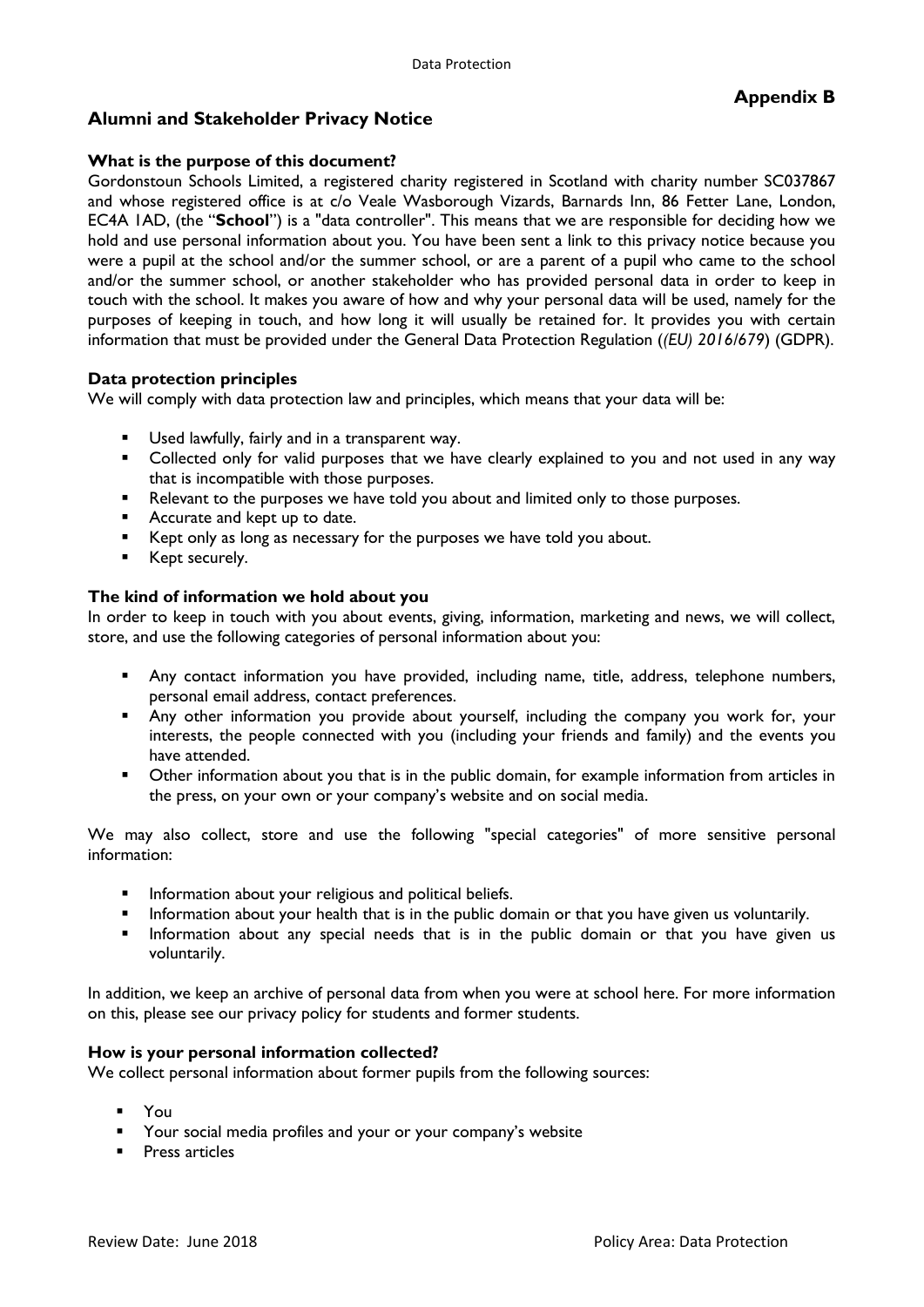**Appendix B**

## Alumni and Stakeholder Privacy Notice

### What is the purpose of this document?

Gordonstoun Schools Limited, a registered charity registered in Scotland with charity number SC037867 and whose registered office is at c/o Veale Wasborough Vizards, Barnards Inn, 86 Fetter Lane, London, EC4A 1AD, (the "**School**") is a "data controller". This means that we are responsible for deciding how we hold and use personal information about you. You have been sent a link to this privacy notice because you were a pupil at the school and/or the summer school, or are a parent of a pupil who came to the school and/or the summer school, or another stakeholder who has provided personal data in order to keep in touch with the school. It makes you aware of how and why your personal data will be used, namely for the purposes of keeping in touch, and how long it will usually be retained for. It provides you with certain information that must be provided under the General Data Protection Regulation (*(EU) 2016/679*) (GDPR).

### Data protection principles

We will comply with data protection law and principles, which means that your data will be:

- Used lawfully, fairly and in a transparent way.
- Collected only for valid purposes that we have clearly explained to you and not used in any way that is incompatible with those purposes.
- Relevant to the purposes we have told you about and limited only to those purposes.
- Accurate and kept up to date.
- Kept only as long as necessary for the purposes we have told you about.
- Kept securely.

### The kind of information we hold about you

In order to keep in touch with you about events, giving, information, marketing and news, we will collect, store, and use the following categories of personal information about you:

- Any contact information you have provided, including name, title, address, telephone numbers, personal email address, contact preferences.
- Any other information you provide about yourself, including the company you work for, your interests, the people connected with you (including your friends and family) and the events you have attended.
- Other information about you that is in the public domain, for example information from articles in the press, on your own or your company's website and on social media.

We may also collect, store and use the following "special categories" of more sensitive personal information:

- Information about your religious and political beliefs.
- Information about your health that is in the public domain or that you have given us voluntarily.
- Information about any special needs that is in the public domain or that you have given us voluntarily.

In addition, we keep an archive of personal data from when you were at school here. For more information on this, please see our privacy policy for students and former students.

### How is your personal information collected?

We collect personal information about former pupils from the following sources:

- You
- Your social media profiles and your or your company's website
- Press articles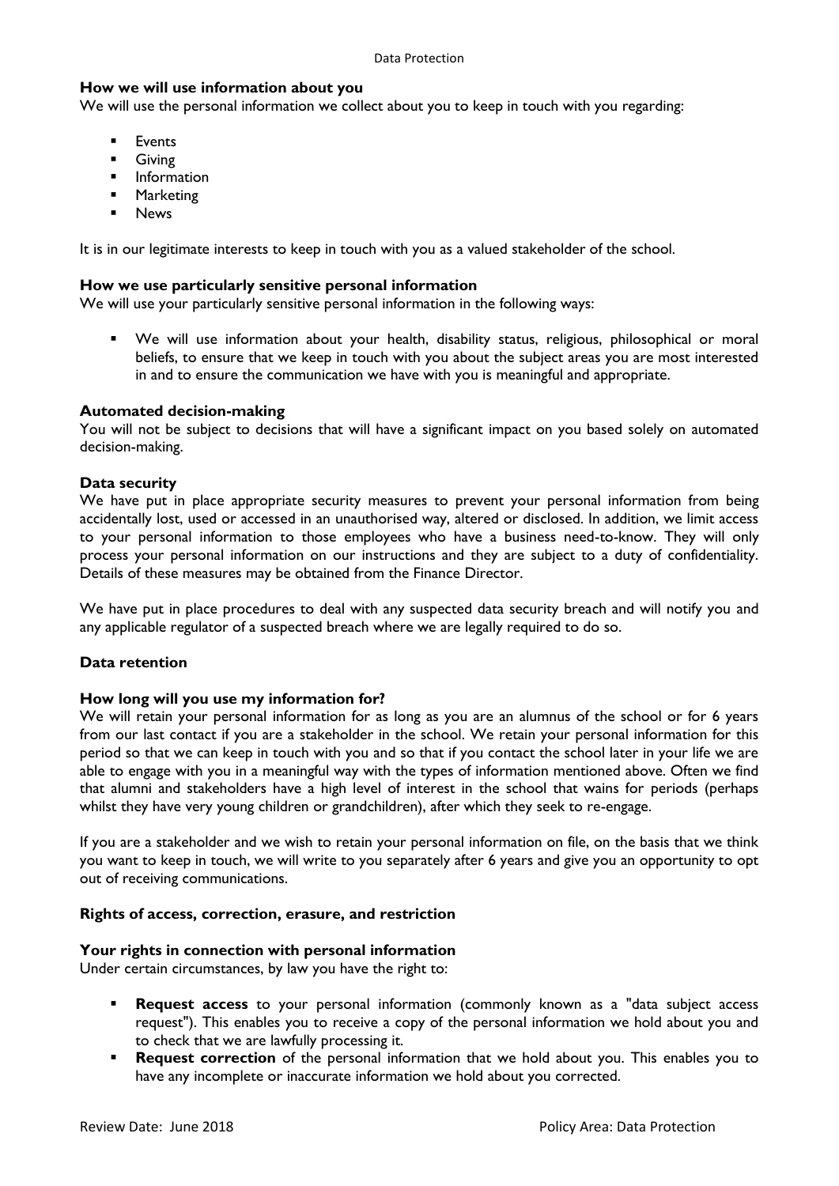### How we will use information about you

We will use the personal information we collect about you to keep in touch with you regarding:

- Events
- Giving
- Information
- Marketing
- News

It is in our legitimate interests to keep in touch with you as a valued stakeholder of the school.

### How we use particularly sensitive personal information

We will use your particularly sensitive personal information in the following ways:

- We will use information about your health, disability status, religious, philosophical or moral beliefs, to ensure that we keep in touch with you about the subject areas you are most interested in and to ensure the communication we have with you is meaningful and appropriate.

### Automated decision-making

You will not be subject to decisions that will have a significant impact on you based solely on automated decision-making.

### Data security

We have put in place appropriate security measures to prevent your personal information from being accidentally lost, used or accessed in an unauthorised way, altered or disclosed. In addition, we limit access to your personal information to those employees who have a business need-to-know. They will only process your personal information on our instructions and they are subject to a duty of confidentiality. Details of these measures may be obtained from the Finance Director.

We have put in place procedures to deal with any suspected data security breach and will notify you and any applicable regulator of a suspected breach where we are legally required to do so.

### Data retention

### How long will you use my information for?

We will retain your personal information for as long as you are an alumnus of the school or for 6 years from our last contact if you are a stakeholder in the school. We retain your personal information for this period so that we can keep in touch with you and so that if you contact the school later in your life we are able to engage with you in a meaningful way with the types of information mentioned above. Often we find that alumni and stakeholders have a high level of interest in the school that wains for periods (perhaps whilst they have very young children or grandchildren), after which they seek to re-engage.

If you are a stakeholder and we wish to retain your personal information on file, on the basis that we think you want to keep in touch, we will write to you separately after 6 years and give you an opportunity to opt out of receiving communications.

### Rights of access, correction, erasure, and restriction

### Your rights in connection with personal information

Under certain circumstances, by law you have the right to:

- **Request access** to your personal information (commonly known as a "data subject access request"). This enables you to receive a copy of the personal information we hold about you and to check that we are lawfully processing it.
- **Request correction** of the personal information that we hold about you. This enables you to have any incomplete or inaccurate information we hold about you corrected.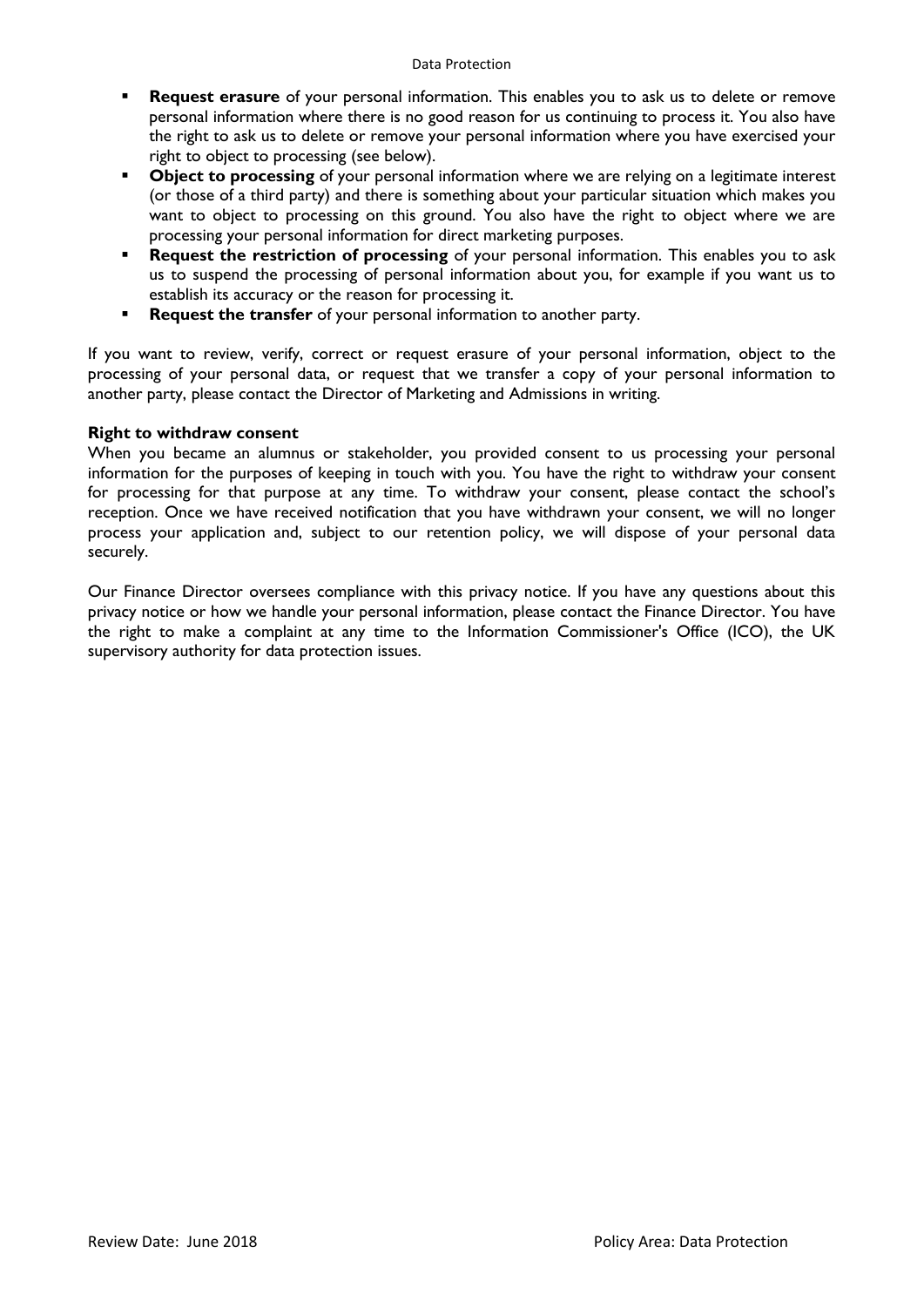- **Request erasure** of your personal information. This enables you to ask us to delete or remove personal information where there is no good reason for us continuing to process it. You also have the right to ask us to delete or remove your personal information where you have exercised your right to object to processing (see below).
- **Object to processing** of your personal information where we are relying on a legitimate interest (or those of a third party) and there is something about your particular situation which makes you want to object to processing on this ground. You also have the right to object where we are processing your personal information for direct marketing purposes.
- **Request the restriction of processing** of your personal information. This enables you to ask us to suspend the processing of personal information about you, for example if you want us to establish its accuracy or the reason for processing it.
- **Request the transfer** of your personal information to another party.

If you want to review, verify, correct or request erasure of your personal information, object to the processing of your personal data, or request that we transfer a copy of your personal information to another party, please contact the Director of Marketing and Admissions in writing.

**Right to withdraw consent**

When you became an alumnus or stakeholder, you provided consent to us processing your personal information for the purposes of keeping in touch with you. You have the right to withdraw your consent for processing for that purpose at any time. To withdraw your consent, please contact the school's reception. Once we have received notification that you have withdrawn your consent, we will no longer process your application and, subject to our retention policy, we will dispose of your personal data securely.

Our Finance Director oversees compliance with this privacy notice. If you have any questions about this privacy notice or how we handle your personal information, please contact the Finance Director. You have the right to make a complaint at any time to the Information Commissioner's Office (ICO), the UK supervisory authority for data protection issues.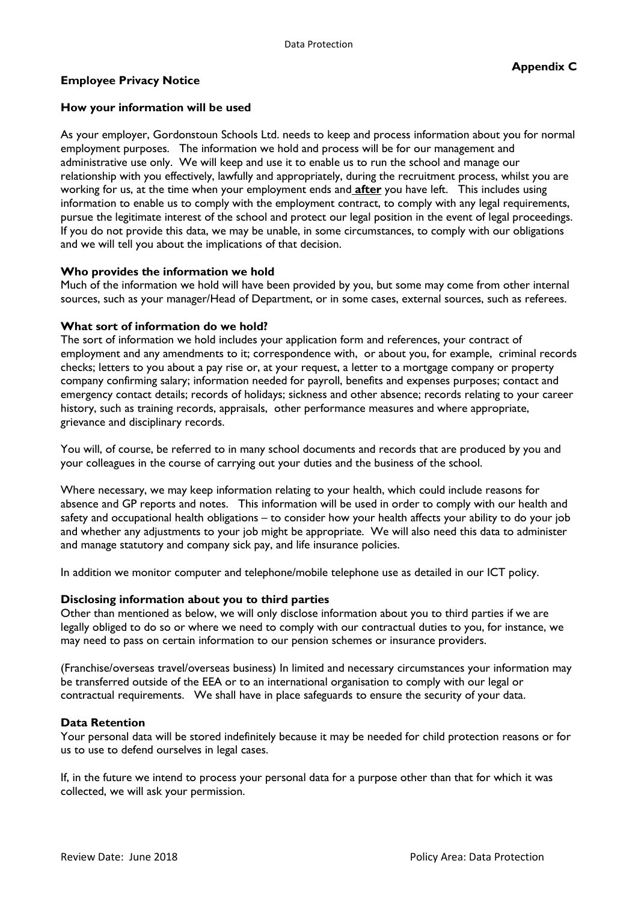**Appendix C**

## Employee Privacy Notice

### How your information will be used

As your employer, Gordonstoun Schools Ltd. needs to keep and process information about you for normal employment purposes. The information we hold and process will be for our management and administrative use only. We will keep and use it to enable us to run the school and manage our relationship with you effectively, lawfully and appropriately, during the recruitment process, whilst you are working for us, at the time when your employment ends and **after** you have left. This includes using information to enable us to comply with the employment contract, to comply with any legal requirements, pursue the legitimate interest of the school and protect our legal position in the event of legal proceedings. If you do not provide this data, we may be unable, in some circumstances, to comply with our obligations and we will tell you about the implications of that decision.

### Who provides the information we hold

Much of the information we hold will have been provided by you, but some may come from other internal sources, such as your manager/Head of Department, or in some cases, external sources, such as referees.

### What sort of information do we hold?

The sort of information we hold includes your application form and references, your contract of employment and any amendments to it; correspondence with, or about you, for example, criminal records checks; letters to you about a pay rise or, at your request, a letter to a mortgage company or property company confirming salary; information needed for payroll, benefits and expenses purposes; contact and emergency contact details; records of holidays; sickness and other absence; records relating to your career history, such as training records, appraisals, other performance measures and where appropriate, grievance and disciplinary records.

You will, of course, be referred to in many school documents and records that are produced by you and your colleagues in the course of carrying out your duties and the business of the school.

Where necessary, we may keep information relating to your health, which could include reasons for absence and GP reports and notes. This information will be used in order to comply with our health and safety and occupational health obligations – to consider how your health affects your ability to do your job and whether any adjustments to your job might be appropriate. We will also need this data to administer and manage statutory and company sick pay, and life insurance policies.

In addition we monitor computer and telephone/mobile telephone use as detailed in our ICT policy.

### Disclosing information about you to third parties

Other than mentioned as below, we will only disclose information about you to third parties if we are legally obliged to do so or where we need to comply with our contractual duties to you, for instance, we may need to pass on certain information to our pension schemes or insurance providers.

(Franchise/overseas travel/overseas business) In limited and necessary circumstances your information may be transferred outside of the EEA or to an international organisation to comply with our legal or contractual requirements. We shall have in place safeguards to ensure the security of your data.

### Data Retention

Your personal data will be stored indefinitely because it may be needed for child protection reasons or for us to use to defend ourselves in legal cases.

If, in the future we intend to process your personal data for a purpose other than that for which it was collected, we will ask your permission.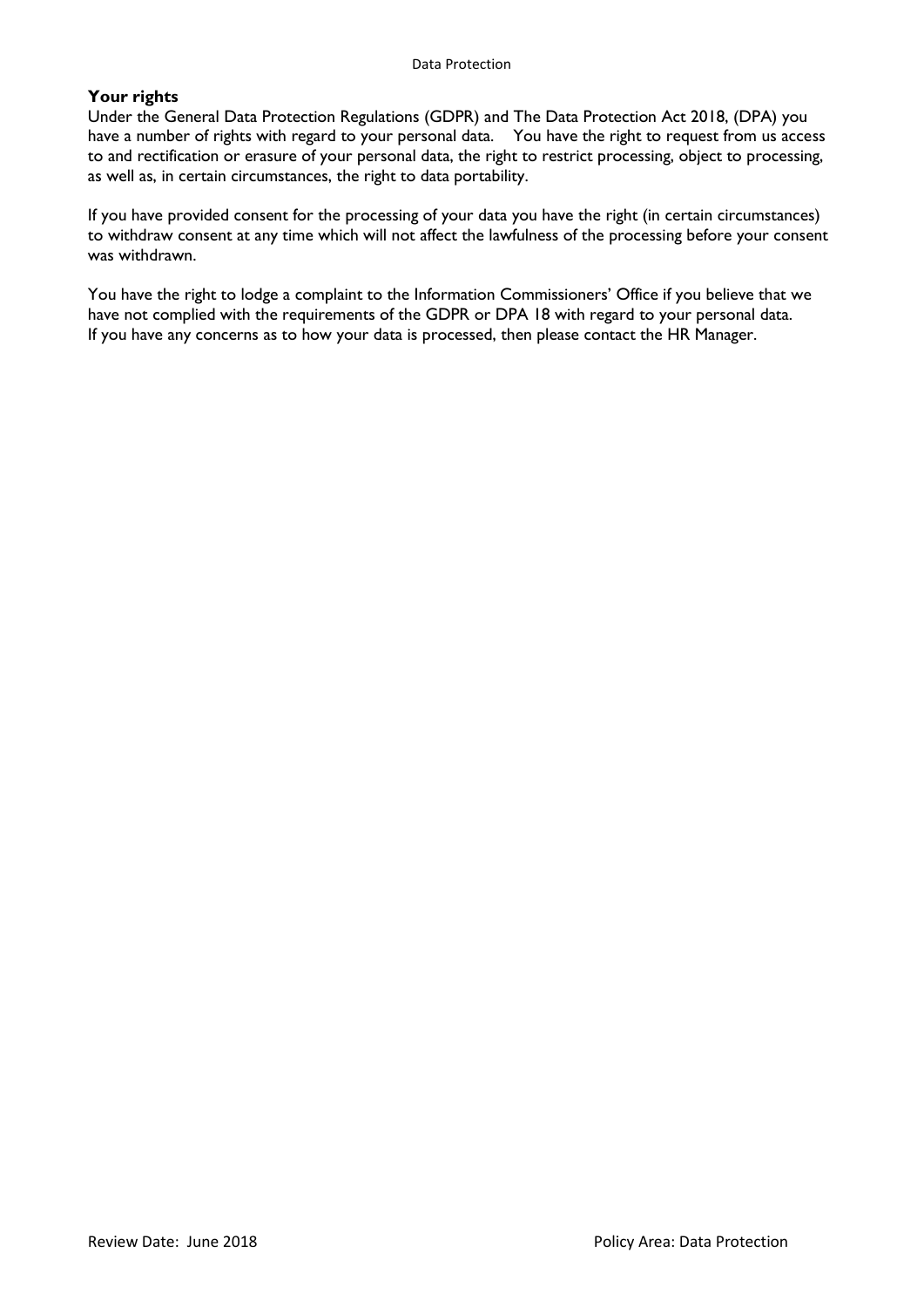## Your rights

Under the General Data Protection Regulations (GDPR) and The Data Protection Act 2018, (DPA) you have a number of rights with regard to your personal data. You have the right to request from us access to and rectification or erasure of your personal data, the right to restrict processing, object to processing, as well as, in certain circumstances, the right to data portability.

If you have provided consent for the processing of your data you have the right (in certain circumstances) to withdraw consent at any time which will not affect the lawfulness of the processing before your consent was withdrawn.

You have the right to lodge a complaint to the Information Commissioners' Office if you believe that we have not complied with the requirements of the GDPR or DPA 18 with regard to your personal data. If you have any concerns as to how your data is processed, then please contact the HR Manager.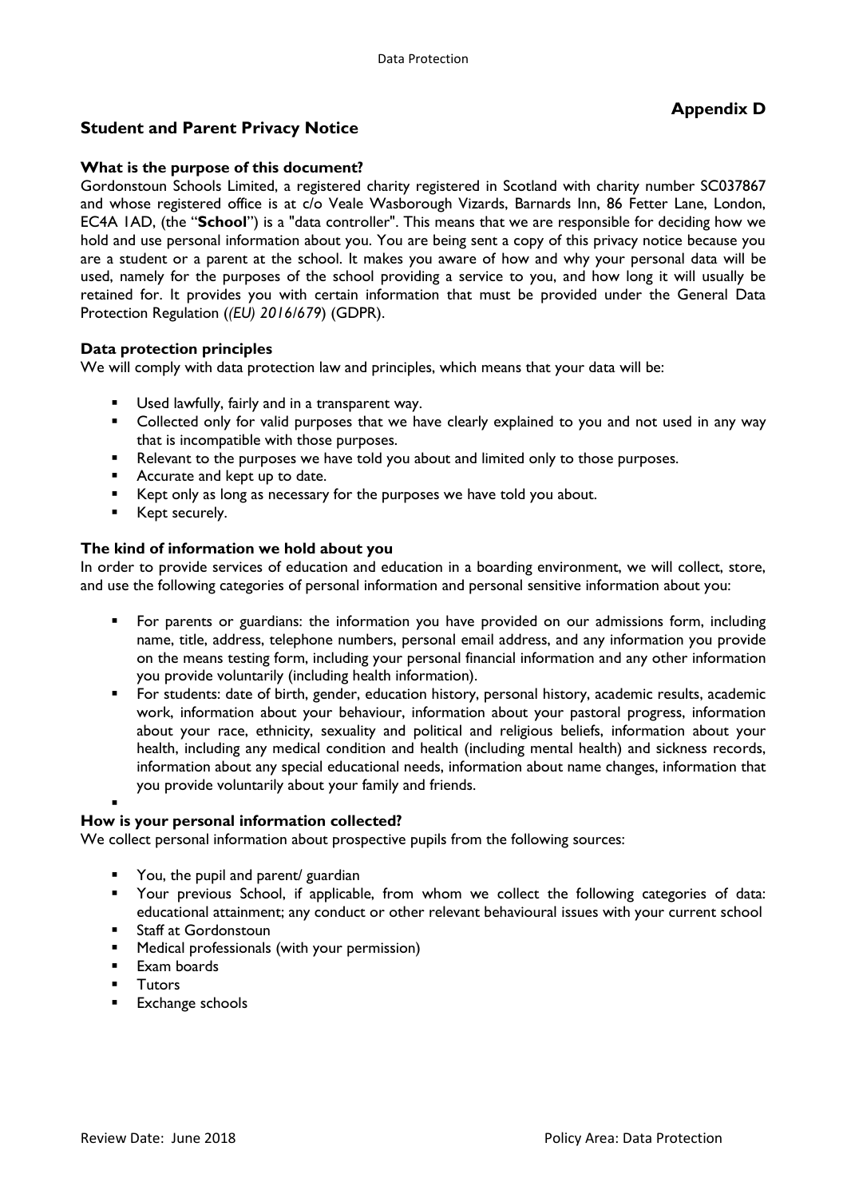**Appendix D**

## Student and Parent Privacy Notice

### What is the purpose of this document?

Gordonstoun Schools Limited, a registered charity registered in Scotland with charity number SC037867 and whose registered office is at c/o Veale Wasborough Vizards, Barnards Inn, 86 Fetter Lane, London, EC4A 1AD, (the "**School**") is a "data controller". This means that we are responsible for deciding how we hold and use personal information about you. You are being sent a copy of this privacy notice because you are a student or a parent at the school. It makes you aware of how and why your personal data will be used, namely for the purposes of the school providing a service to you, and how long it will usually be retained for. It provides you with certain information that must be provided under the General Data Protection Regulation (*(EU) 2016/679*) (GDPR).

### Data protection principles

We will comply with data protection law and principles, which means that your data will be:

- Used lawfully, fairly and in a transparent way.
- Collected only for valid purposes that we have clearly explained to you and not used in any way that is incompatible with those purposes.
- Relevant to the purposes we have told you about and limited only to those purposes.
- Accurate and kept up to date.
- Kept only as long as necessary for the purposes we have told you about.
- Kept securely.

### The kind of information we hold about you

In order to provide services of education and education in a boarding environment, we will collect, store, and use the following categories of personal information and personal sensitive information about you:

- For parents or guardians: the information you have provided on our admissions form, including name, title, address, telephone numbers, personal email address, and any information you provide on the means testing form, including your personal financial information and any other information you provide voluntarily (including health information).
- For students: date of birth, gender, education history, personal history, academic results, academic work, information about your behaviour, information about your pastoral progress, information about your race, ethnicity, sexuality and political and religious beliefs, information about your health, including any medical condition and health (including mental health) and sickness records, information about any special educational needs, information about name changes, information that you provide voluntarily about your family and friends.

### How is your personal information collected?

We collect personal information about prospective pupils from the following sources:

- You, the pupil and parent/ guardian
- Your previous School, if applicable, from whom we collect the following categories of data: educational attainment; any conduct or other relevant behavioural issues with your current school
- Staff at Gordonstoun
- Medical professionals (with your permission)
- Exam boards
- Tutors
- Exchange schools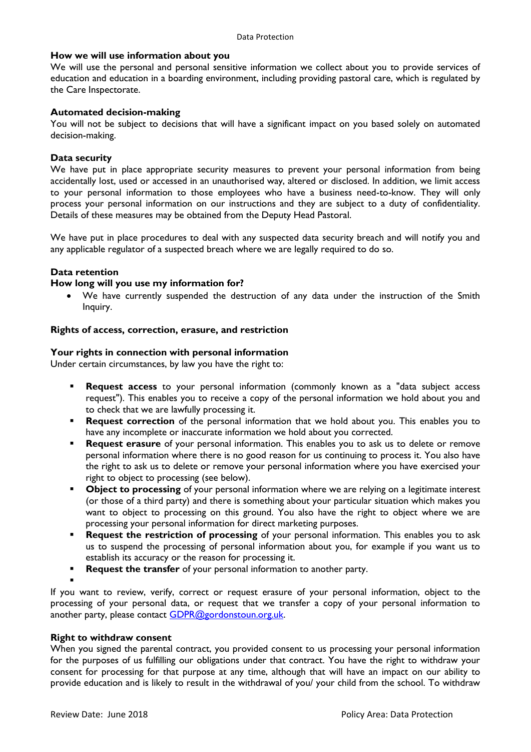## How we will use information about you

We will use the personal and personal sensitive information we collect about you to provide services of education and education in a boarding environment, including providing pastoral care, which is regulated by the Care Inspectorate.

## Automated decision-making

You will not be subject to decisions that will have a significant impact on you based solely on automated decision-making.

## Data security

We have put in place appropriate security measures to prevent your personal information from being accidentally lost, used or accessed in an unauthorised way, altered or disclosed. In addition, we limit access to your personal information to those employees who have a business need-to-know. They will only process your personal information on our instructions and they are subject to a duty of confidentiality. Details of these measures may be obtained from the Deputy Head Pastoral.

We have put in place procedures to deal with any suspected data security breach and will notify you and any applicable regulator of a suspected breach where we are legally required to do so.

## Data retention

### How long will you use my information for?

- We have currently suspended the destruction of any data under the instruction of the Smith Inquiry.

## Rights of access, correction, erasure, and restriction

### Your rights in connection with personal information

Under certain circumstances, by law you have the right to:

- **Request access** to your personal information (commonly known as a "data subject access request"). This enables you to receive a copy of the personal information we hold about you and to check that we are lawfully processing it.
- **Request correction** of the personal information that we hold about you. This enables you to have any incomplete or inaccurate information we hold about you corrected.
- **Request erasure** of your personal information. This enables you to ask us to delete or remove personal information where there is no good reason for us continuing to process it. You also have the right to ask us to delete or remove your personal information where you have exercised your right to object to processing (see below).
- **Object to processing** of your personal information where we are relying on a legitimate interest (or those of a third party) and there is something about your particular situation which makes you want to object to processing on this ground. You also have the right to object where we are processing your personal information for direct marketing purposes.
- **Request the restriction of processing** of your personal information. This enables you to ask us to suspend the processing of personal information about you, for example if you want us to establish its accuracy or the reason for processing it.
- **Request the transfer** of your personal information to another party.

If you want to review, verify, correct or request erasure of your personal information, object to the processing of your personal data, or request that we transfer a copy of your personal information to another party, please contact GDPR@gordonstoun.org.uk.

## Right to withdraw consent

When you signed the parental contract, you provided consent to us processing your personal information for the purposes of us fulfilling our obligations under that contract. You have the right to withdraw your consent for processing for that purpose at any time, although that will have an impact on our ability to provide education and is likely to result in the withdrawal of you/ your child from the school. To withdraw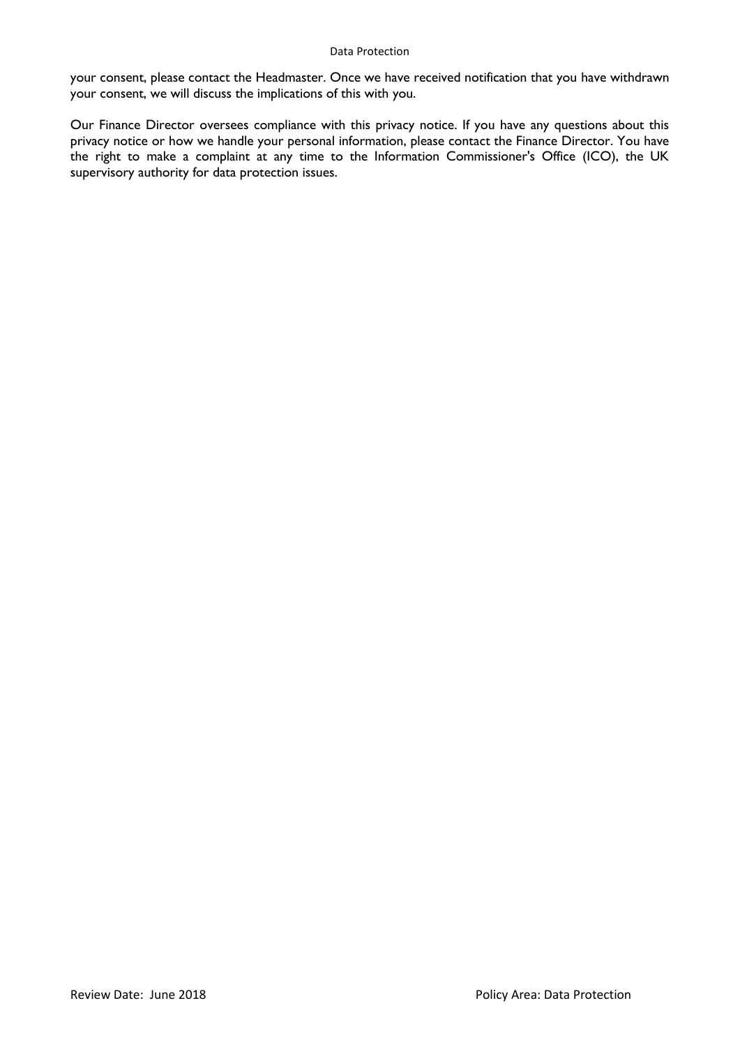your consent, please contact the Headmaster. Once we have received notification that you have withdrawn your consent, we will discuss the implications of this with you.

Our Finance Director oversees compliance with this privacy notice. If you have any questions about this privacy notice or how we handle your personal information, please contact the Finance Director. You have the right to make a complaint at any time to the Information Commissioner's Office (ICO), the UK supervisory authority for data protection issues.